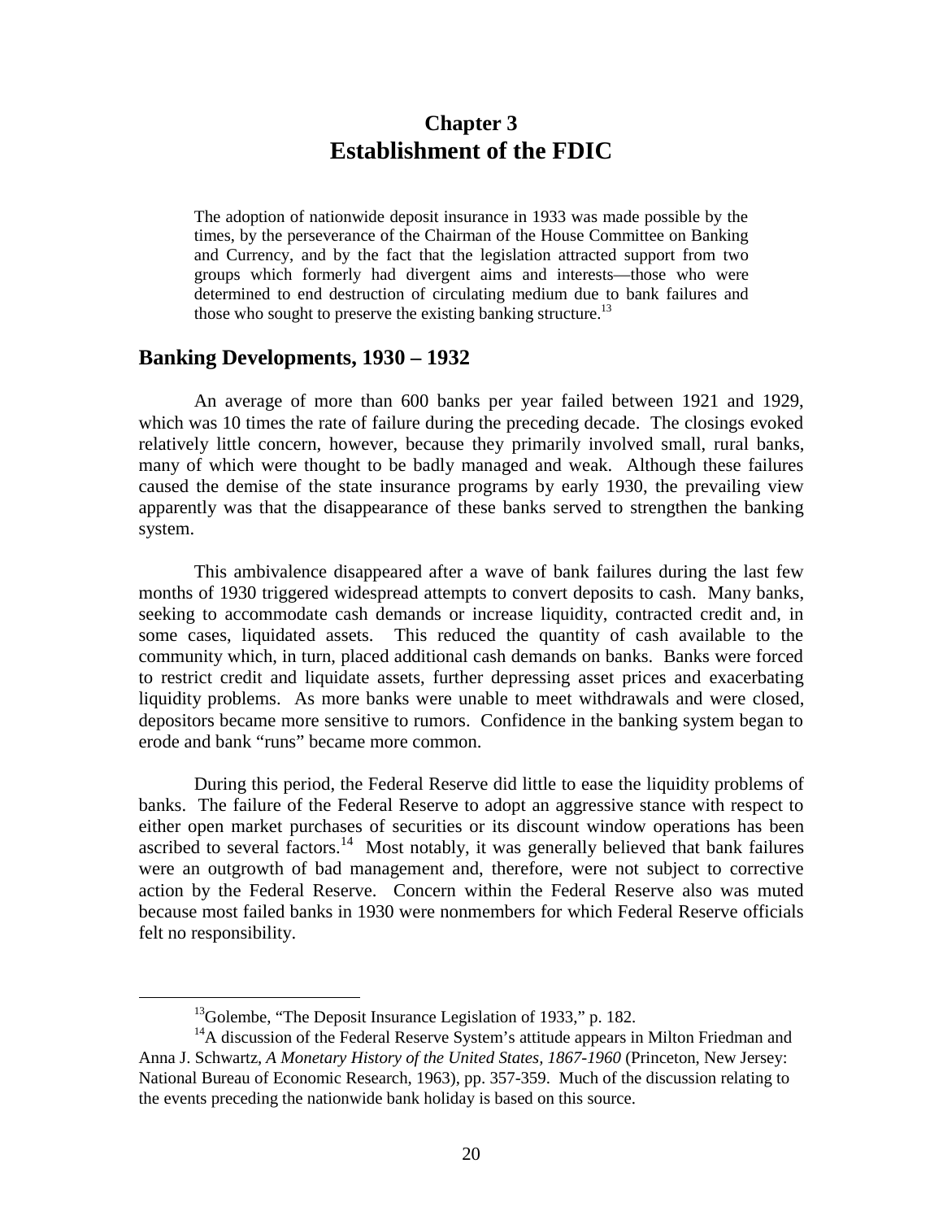# Chapter 3
# Establishment of the FDIC

> The adoption of nationwide deposit insurance in 1933 was made possible by the times, by the perseverance of the Chairman of the House Committee on Banking and Currency, and by the fact that the legislation attracted support from two groups which formerly had divergent aims and interests—those who were determined to end destruction of circulating medium due to bank failures and those who sought to preserve the existing banking structure.[13]

## Banking Developments, 1930 – 1932

An average of more than 600 banks per year failed between 1921 and 1929, which was 10 times the rate of failure during the preceding decade. The closings evoked relatively little concern, however, because they primarily involved small, rural banks, many of which were thought to be badly managed and weak. Although these failures caused the demise of the state insurance programs by early 1930, the prevailing view apparently was that the disappearance of these banks served to strengthen the banking system.

This ambivalence disappeared after a wave of bank failures during the last few months of 1930 triggered widespread attempts to convert deposits to cash. Many banks, seeking to accommodate cash demands or increase liquidity, contracted credit and, in some cases, liquidated assets. This reduced the quantity of cash available to the community which, in turn, placed additional cash demands on banks. Banks were forced to restrict credit and liquidate assets, further depressing asset prices and exacerbating liquidity problems. As more banks were unable to meet withdrawals and were closed, depositors became more sensitive to rumors. Confidence in the banking system began to erode and bank "runs" became more common.

During this period, the Federal Reserve did little to ease the liquidity problems of banks. The failure of the Federal Reserve to adopt an aggressive stance with respect to either open market purchases of securities or its discount window operations has been ascribed to several factors.[14] Most notably, it was generally believed that bank failures were an outgrowth of bad management and, therefore, were not subject to corrective action by the Federal Reserve. Concern within the Federal Reserve also was muted because most failed banks in 1930 were nonmembers for which Federal Reserve officials felt no responsibility.

---

[13] Golembe, "The Deposit Insurance Legislation of 1933," p. 182.

[14] A discussion of the Federal Reserve System's attitude appears in Milton Friedman and Anna J. Schwartz, *A Monetary History of the United States, 1867-1960* (Princeton, New Jersey: National Bureau of Economic Research, 1963), pp. 357-359. Much of the discussion relating to the events preceding the nationwide bank holiday is based on this source.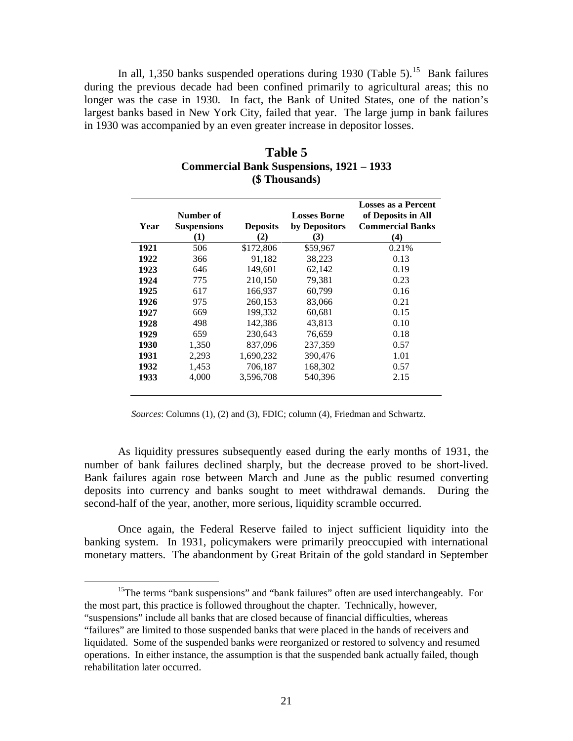In all, 1,350 banks suspended operations during 1930 (Table 5).[15] Bank failures during the previous decade had been confined primarily to agricultural areas; this no longer was the case in 1930. In fact, the Bank of United States, one of the nation's largest banks based in New York City, failed that year. The large jump in bank failures in 1930 was accompanied by an even greater increase in depositor losses.

**Table 5**
**Commercial Bank Suspensions, 1921 – 1933**
**($ Thousands)**

| Year | Number of Suspensions (1) | Deposits (2) | Losses Borne by Depositors (3) | Losses as a Percent of Deposits in All Commercial Banks (4) |
|---|---|---|---|---|
| **1921** | 506 | $172,806 | $59,967 | 0.21% |
| **1922** | 366 | 91,182 | 38,223 | 0.13 |
| **1923** | 646 | 149,601 | 62,142 | 0.19 |
| **1924** | 775 | 210,150 | 79,381 | 0.23 |
| **1925** | 617 | 166,937 | 60,799 | 0.16 |
| **1926** | 975 | 260,153 | 83,066 | 0.21 |
| **1927** | 669 | 199,332 | 60,681 | 0.15 |
| **1928** | 498 | 142,386 | 43,813 | 0.10 |
| **1929** | 659 | 230,643 | 76,659 | 0.18 |
| **1930** | 1,350 | 837,096 | 237,359 | 0.57 |
| **1931** | 2,293 | 1,690,232 | 390,476 | 1.01 |
| **1932** | 1,453 | 706,187 | 168,302 | 0.57 |
| **1933** | 4,000 | 3,596,708 | 540,396 | 2.15 |

*Sources*: Columns (1), (2) and (3), FDIC; column (4), Friedman and Schwartz.

As liquidity pressures subsequently eased during the early months of 1931, the number of bank failures declined sharply, but the decrease proved to be short-lived. Bank failures again rose between March and June as the public resumed converting deposits into currency and banks sought to meet withdrawal demands. During the second-half of the year, another, more serious, liquidity scramble occurred.

Once again, the Federal Reserve failed to inject sufficient liquidity into the banking system. In 1931, policymakers were primarily preoccupied with international monetary matters. The abandonment by Great Britain of the gold standard in September

[15] The terms "bank suspensions" and "bank failures" often are used interchangeably. For the most part, this practice is followed throughout the chapter. Technically, however, "suspensions" include all banks that are closed because of financial difficulties, whereas "failures" are limited to those suspended banks that were placed in the hands of receivers and liquidated. Some of the suspended banks were reorganized or restored to solvency and resumed operations. In either instance, the assumption is that the suspended bank actually failed, though rehabilitation later occurred.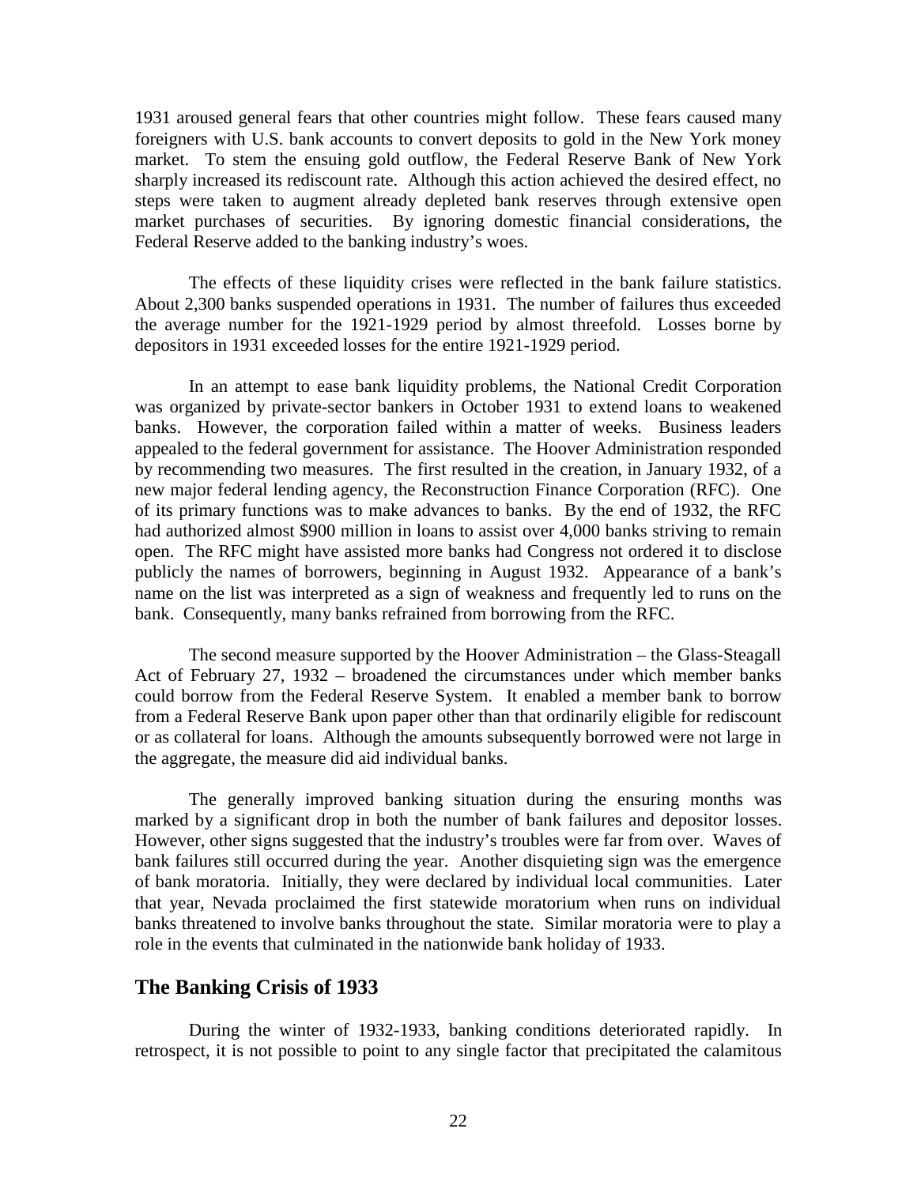1931 aroused general fears that other countries might follow. These fears caused many foreigners with U.S. bank accounts to convert deposits to gold in the New York money market. To stem the ensuing gold outflow, the Federal Reserve Bank of New York sharply increased its rediscount rate. Although this action achieved the desired effect, no steps were taken to augment already depleted bank reserves through extensive open market purchases of securities. By ignoring domestic financial considerations, the Federal Reserve added to the banking industry's woes.

The effects of these liquidity crises were reflected in the bank failure statistics. About 2,300 banks suspended operations in 1931. The number of failures thus exceeded the average number for the 1921-1929 period by almost threefold. Losses borne by depositors in 1931 exceeded losses for the entire 1921-1929 period.

In an attempt to ease bank liquidity problems, the National Credit Corporation was organized by private-sector bankers in October 1931 to extend loans to weakened banks. However, the corporation failed within a matter of weeks. Business leaders appealed to the federal government for assistance. The Hoover Administration responded by recommending two measures. The first resulted in the creation, in January 1932, of a new major federal lending agency, the Reconstruction Finance Corporation (RFC). One of its primary functions was to make advances to banks. By the end of 1932, the RFC had authorized almost $900 million in loans to assist over 4,000 banks striving to remain open. The RFC might have assisted more banks had Congress not ordered it to disclose publicly the names of borrowers, beginning in August 1932. Appearance of a bank's name on the list was interpreted as a sign of weakness and frequently led to runs on the bank. Consequently, many banks refrained from borrowing from the RFC.

The second measure supported by the Hoover Administration – the Glass-Steagall Act of February 27, 1932 – broadened the circumstances under which member banks could borrow from the Federal Reserve System. It enabled a member bank to borrow from a Federal Reserve Bank upon paper other than that ordinarily eligible for rediscount or as collateral for loans. Although the amounts subsequently borrowed were not large in the aggregate, the measure did aid individual banks.

The generally improved banking situation during the ensuring months was marked by a significant drop in both the number of bank failures and depositor losses. However, other signs suggested that the industry's troubles were far from over. Waves of bank failures still occurred during the year. Another disquieting sign was the emergence of bank moratoria. Initially, they were declared by individual local communities. Later that year, Nevada proclaimed the first statewide moratorium when runs on individual banks threatened to involve banks throughout the state. Similar moratoria were to play a role in the events that culminated in the nationwide bank holiday of 1933.

## The Banking Crisis of 1933

During the winter of 1932-1933, banking conditions deteriorated rapidly. In retrospect, it is not possible to point to any single factor that precipitated the calamitous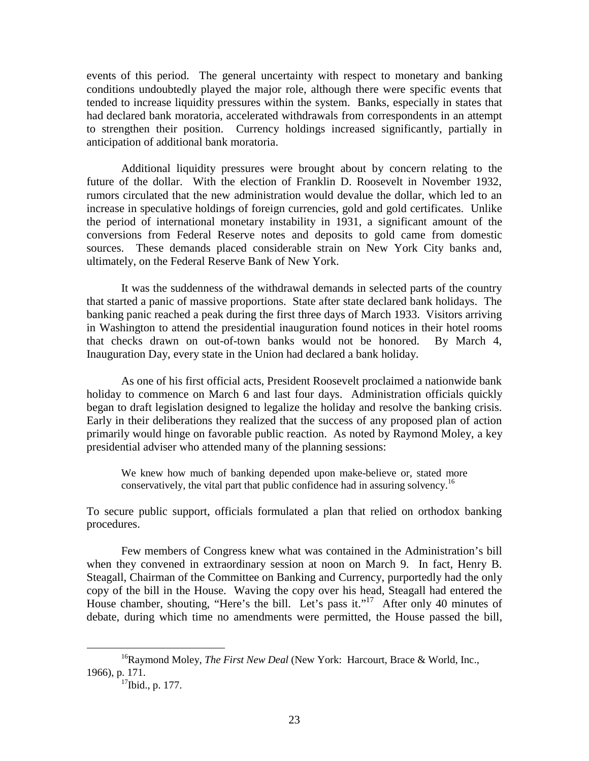events of this period. The general uncertainty with respect to monetary and banking conditions undoubtedly played the major role, although there were specific events that tended to increase liquidity pressures within the system. Banks, especially in states that had declared bank moratoria, accelerated withdrawals from correspondents in an attempt to strengthen their position. Currency holdings increased significantly, partially in anticipation of additional bank moratoria.

Additional liquidity pressures were brought about by concern relating to the future of the dollar. With the election of Franklin D. Roosevelt in November 1932, rumors circulated that the new administration would devalue the dollar, which led to an increase in speculative holdings of foreign currencies, gold and gold certificates. Unlike the period of international monetary instability in 1931, a significant amount of the conversions from Federal Reserve notes and deposits to gold came from domestic sources. These demands placed considerable strain on New York City banks and, ultimately, on the Federal Reserve Bank of New York.

It was the suddenness of the withdrawal demands in selected parts of the country that started a panic of massive proportions. State after state declared bank holidays. The banking panic reached a peak during the first three days of March 1933. Visitors arriving in Washington to attend the presidential inauguration found notices in their hotel rooms that checks drawn on out-of-town banks would not be honored. By March 4, Inauguration Day, every state in the Union had declared a bank holiday.

As one of his first official acts, President Roosevelt proclaimed a nationwide bank holiday to commence on March 6 and last four days. Administration officials quickly began to draft legislation designed to legalize the holiday and resolve the banking crisis. Early in their deliberations they realized that the success of any proposed plan of action primarily would hinge on favorable public reaction. As noted by Raymond Moley, a key presidential adviser who attended many of the planning sessions:

> We knew how much of banking depended upon make-believe or, stated more conservatively, the vital part that public confidence had in assuring solvency.[16]

To secure public support, officials formulated a plan that relied on orthodox banking procedures.

Few members of Congress knew what was contained in the Administration's bill when they convened in extraordinary session at noon on March 9. In fact, Henry B. Steagall, Chairman of the Committee on Banking and Currency, purportedly had the only copy of the bill in the House. Waving the copy over his head, Steagall had entered the House chamber, shouting, "Here's the bill. Let's pass it."[17] After only 40 minutes of debate, during which time no amendments were permitted, the House passed the bill,

---

[16] Raymond Moley, *The First New Deal* (New York: Harcourt, Brace & World, Inc., 1966), p. 171.

[17] Ibid., p. 177.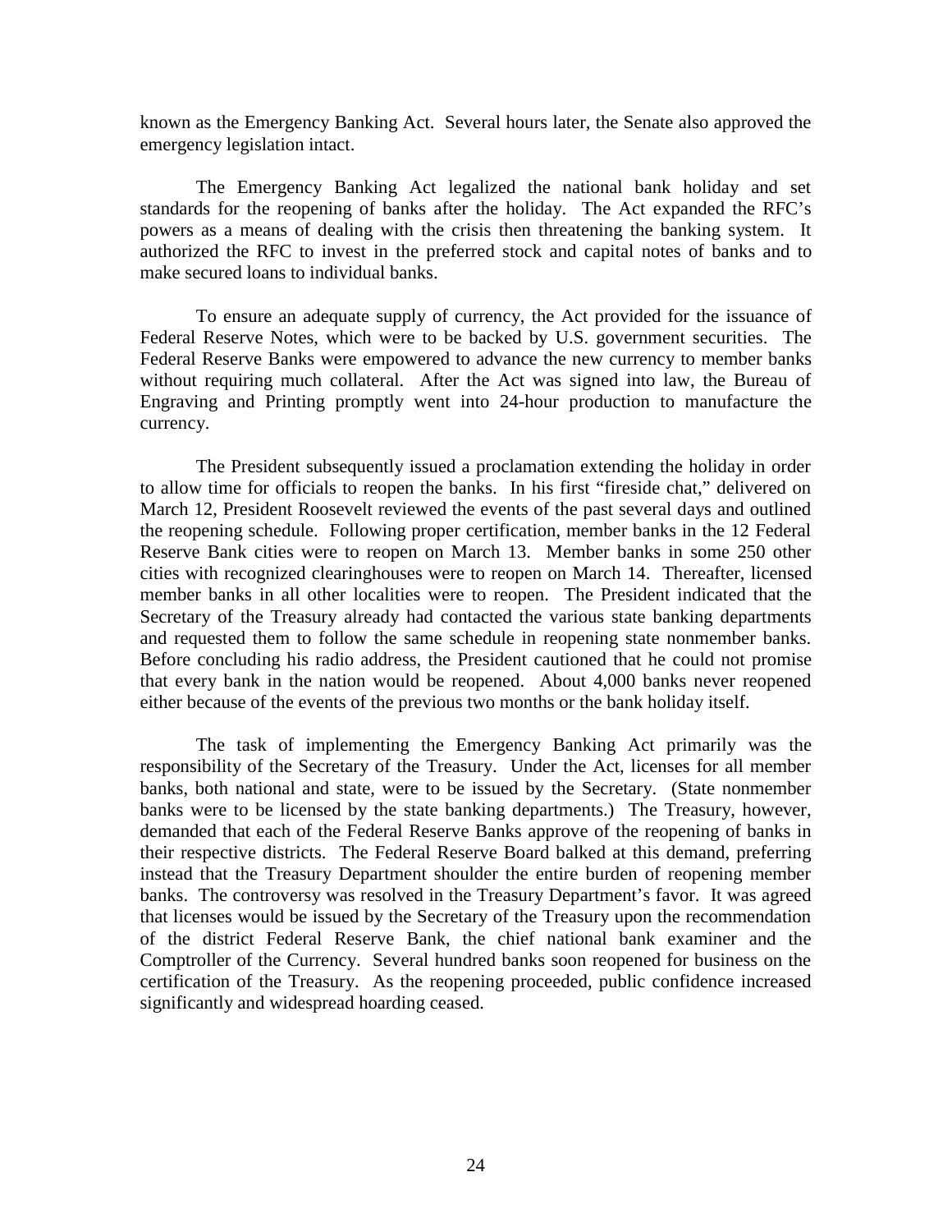known as the Emergency Banking Act. Several hours later, the Senate also approved the emergency legislation intact.

The Emergency Banking Act legalized the national bank holiday and set standards for the reopening of banks after the holiday. The Act expanded the RFC's powers as a means of dealing with the crisis then threatening the banking system. It authorized the RFC to invest in the preferred stock and capital notes of banks and to make secured loans to individual banks.

To ensure an adequate supply of currency, the Act provided for the issuance of Federal Reserve Notes, which were to be backed by U.S. government securities. The Federal Reserve Banks were empowered to advance the new currency to member banks without requiring much collateral. After the Act was signed into law, the Bureau of Engraving and Printing promptly went into 24-hour production to manufacture the currency.

The President subsequently issued a proclamation extending the holiday in order to allow time for officials to reopen the banks. In his first "fireside chat," delivered on March 12, President Roosevelt reviewed the events of the past several days and outlined the reopening schedule. Following proper certification, member banks in the 12 Federal Reserve Bank cities were to reopen on March 13. Member banks in some 250 other cities with recognized clearinghouses were to reopen on March 14. Thereafter, licensed member banks in all other localities were to reopen. The President indicated that the Secretary of the Treasury already had contacted the various state banking departments and requested them to follow the same schedule in reopening state nonmember banks. Before concluding his radio address, the President cautioned that he could not promise that every bank in the nation would be reopened. About 4,000 banks never reopened either because of the events of the previous two months or the bank holiday itself.

The task of implementing the Emergency Banking Act primarily was the responsibility of the Secretary of the Treasury. Under the Act, licenses for all member banks, both national and state, were to be issued by the Secretary. (State nonmember banks were to be licensed by the state banking departments.) The Treasury, however, demanded that each of the Federal Reserve Banks approve of the reopening of banks in their respective districts. The Federal Reserve Board balked at this demand, preferring instead that the Treasury Department shoulder the entire burden of reopening member banks. The controversy was resolved in the Treasury Department's favor. It was agreed that licenses would be issued by the Secretary of the Treasury upon the recommendation of the district Federal Reserve Bank, the chief national bank examiner and the Comptroller of the Currency. Several hundred banks soon reopened for business on the certification of the Treasury. As the reopening proceeded, public confidence increased significantly and widespread hoarding ceased.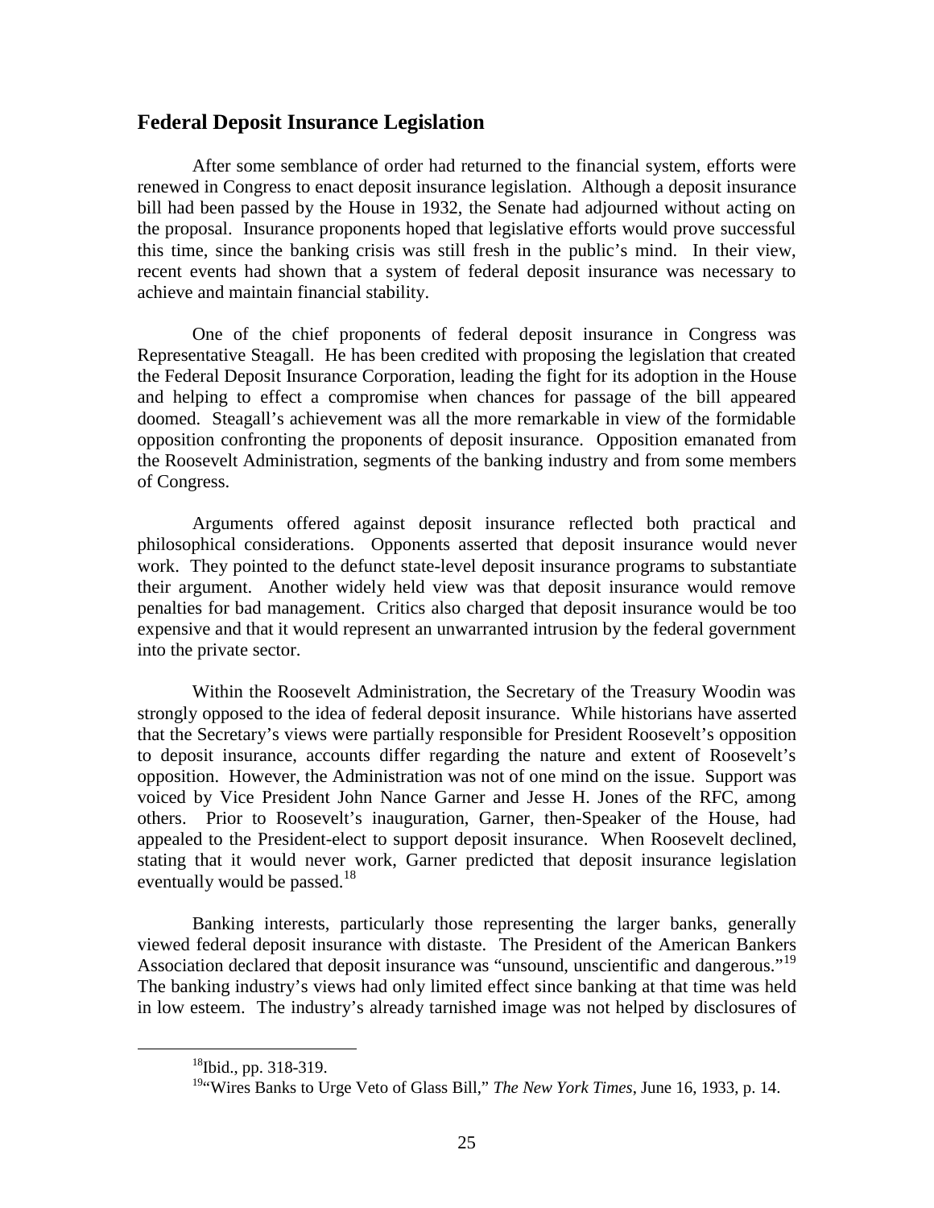## Federal Deposit Insurance Legislation

After some semblance of order had returned to the financial system, efforts were renewed in Congress to enact deposit insurance legislation. Although a deposit insurance bill had been passed by the House in 1932, the Senate had adjourned without acting on the proposal. Insurance proponents hoped that legislative efforts would prove successful this time, since the banking crisis was still fresh in the public's mind. In their view, recent events had shown that a system of federal deposit insurance was necessary to achieve and maintain financial stability.

One of the chief proponents of federal deposit insurance in Congress was Representative Steagall. He has been credited with proposing the legislation that created the Federal Deposit Insurance Corporation, leading the fight for its adoption in the House and helping to effect a compromise when chances for passage of the bill appeared doomed. Steagall's achievement was all the more remarkable in view of the formidable opposition confronting the proponents of deposit insurance. Opposition emanated from the Roosevelt Administration, segments of the banking industry and from some members of Congress.

Arguments offered against deposit insurance reflected both practical and philosophical considerations. Opponents asserted that deposit insurance would never work. They pointed to the defunct state-level deposit insurance programs to substantiate their argument. Another widely held view was that deposit insurance would remove penalties for bad management. Critics also charged that deposit insurance would be too expensive and that it would represent an unwarranted intrusion by the federal government into the private sector.

Within the Roosevelt Administration, the Secretary of the Treasury Woodin was strongly opposed to the idea of federal deposit insurance. While historians have asserted that the Secretary's views were partially responsible for President Roosevelt's opposition to deposit insurance, accounts differ regarding the nature and extent of Roosevelt's opposition. However, the Administration was not of one mind on the issue. Support was voiced by Vice President John Nance Garner and Jesse H. Jones of the RFC, among others. Prior to Roosevelt's inauguration, Garner, then-Speaker of the House, had appealed to the President-elect to support deposit insurance. When Roosevelt declined, stating that it would never work, Garner predicted that deposit insurance legislation eventually would be passed.[18]

Banking interests, particularly those representing the larger banks, generally viewed federal deposit insurance with distaste. The President of the American Bankers Association declared that deposit insurance was "unsound, unscientific and dangerous."[19] The banking industry's views had only limited effect since banking at that time was held in low esteem. The industry's already tarnished image was not helped by disclosures of

[18] Ibid., pp. 318-319.

[19] "Wires Banks to Urge Veto of Glass Bill," *The New York Times*, June 16, 1933, p. 14.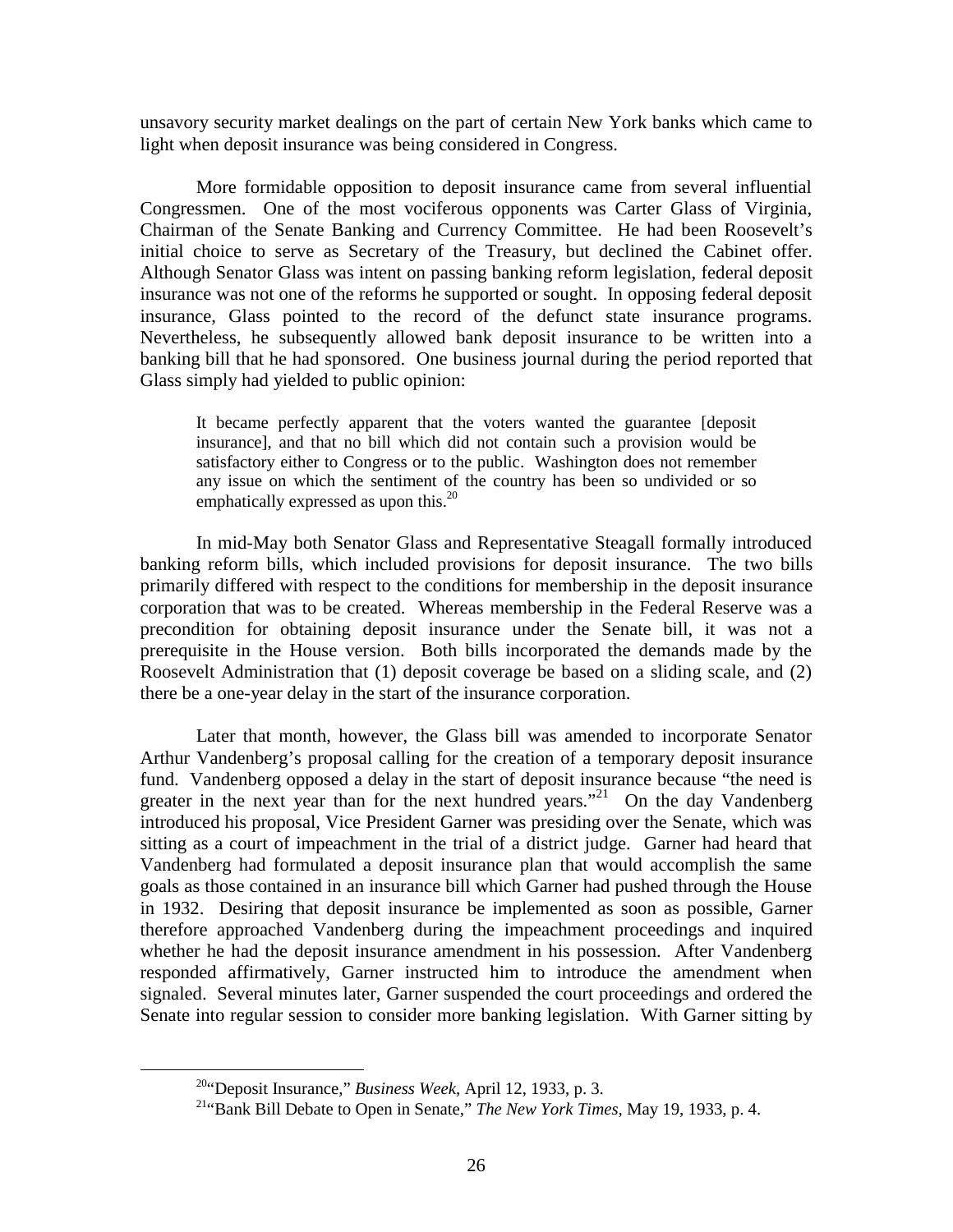unsavory security market dealings on the part of certain New York banks which came to light when deposit insurance was being considered in Congress.

More formidable opposition to deposit insurance came from several influential Congressmen. One of the most vociferous opponents was Carter Glass of Virginia, Chairman of the Senate Banking and Currency Committee. He had been Roosevelt's initial choice to serve as Secretary of the Treasury, but declined the Cabinet offer. Although Senator Glass was intent on passing banking reform legislation, federal deposit insurance was not one of the reforms he supported or sought. In opposing federal deposit insurance, Glass pointed to the record of the defunct state insurance programs. Nevertheless, he subsequently allowed bank deposit insurance to be written into a banking bill that he had sponsored. One business journal during the period reported that Glass simply had yielded to public opinion:

> It became perfectly apparent that the voters wanted the guarantee [deposit insurance], and that no bill which did not contain such a provision would be satisfactory either to Congress or to the public. Washington does not remember any issue on which the sentiment of the country has been so undivided or so emphatically expressed as upon this.[20]

In mid-May both Senator Glass and Representative Steagall formally introduced banking reform bills, which included provisions for deposit insurance. The two bills primarily differed with respect to the conditions for membership in the deposit insurance corporation that was to be created. Whereas membership in the Federal Reserve was a precondition for obtaining deposit insurance under the Senate bill, it was not a prerequisite in the House version. Both bills incorporated the demands made by the Roosevelt Administration that (1) deposit coverage be based on a sliding scale, and (2) there be a one-year delay in the start of the insurance corporation.

Later that month, however, the Glass bill was amended to incorporate Senator Arthur Vandenberg's proposal calling for the creation of a temporary deposit insurance fund. Vandenberg opposed a delay in the start of deposit insurance because "the need is greater in the next year than for the next hundred years."[21] On the day Vandenberg introduced his proposal, Vice President Garner was presiding over the Senate, which was sitting as a court of impeachment in the trial of a district judge. Garner had heard that Vandenberg had formulated a deposit insurance plan that would accomplish the same goals as those contained in an insurance bill which Garner had pushed through the House in 1932. Desiring that deposit insurance be implemented as soon as possible, Garner therefore approached Vandenberg during the impeachment proceedings and inquired whether he had the deposit insurance amendment in his possession. After Vandenberg responded affirmatively, Garner instructed him to introduce the amendment when signaled. Several minutes later, Garner suspended the court proceedings and ordered the Senate into regular session to consider more banking legislation. With Garner sitting by

[20] "Deposit Insurance," *Business Week*, April 12, 1933, p. 3.

[21] "Bank Bill Debate to Open in Senate," *The New York Times*, May 19, 1933, p. 4.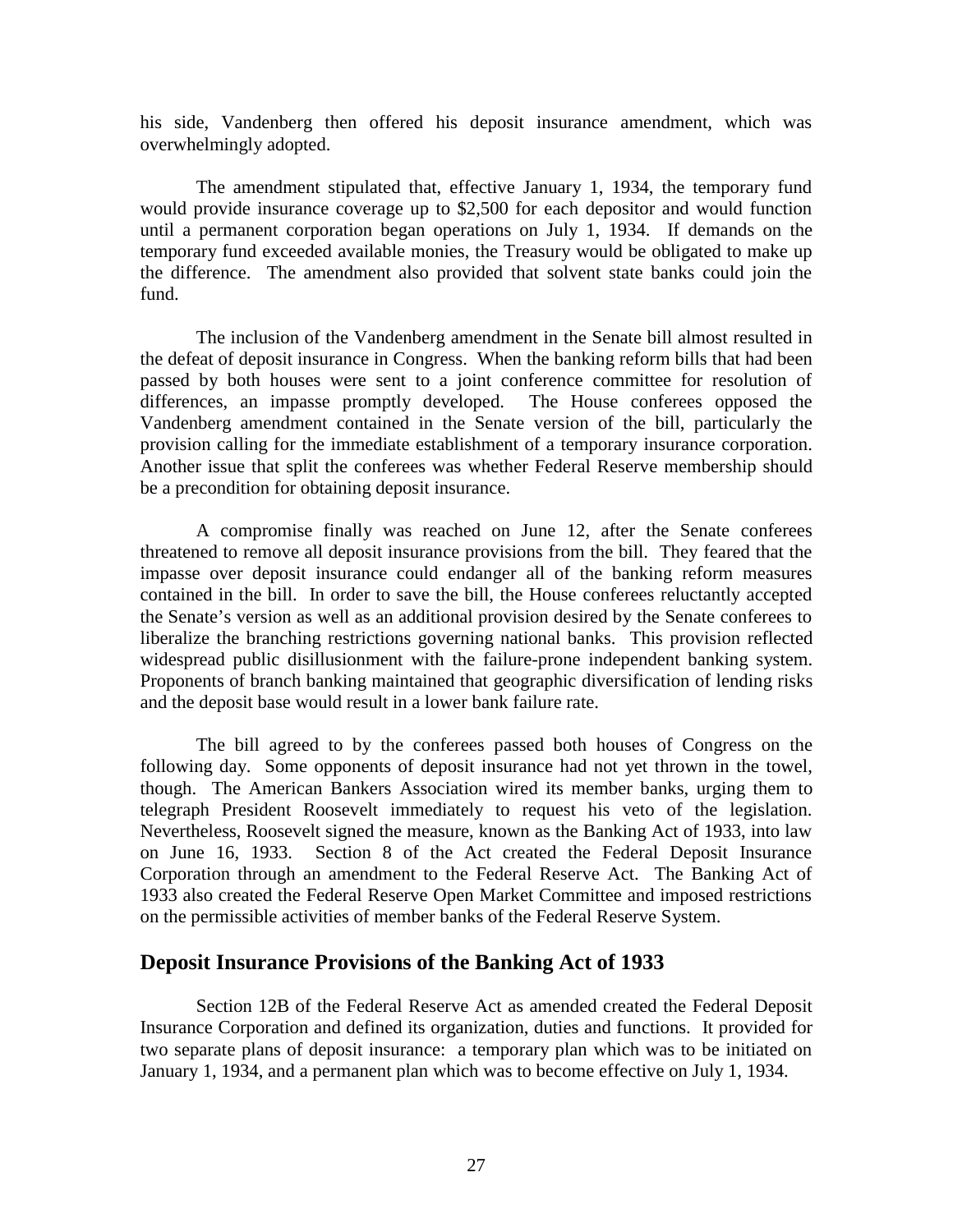his side, Vandenberg then offered his deposit insurance amendment, which was overwhelmingly adopted.

The amendment stipulated that, effective January 1, 1934, the temporary fund would provide insurance coverage up to $2,500 for each depositor and would function until a permanent corporation began operations on July 1, 1934. If demands on the temporary fund exceeded available monies, the Treasury would be obligated to make up the difference. The amendment also provided that solvent state banks could join the fund.

The inclusion of the Vandenberg amendment in the Senate bill almost resulted in the defeat of deposit insurance in Congress. When the banking reform bills that had been passed by both houses were sent to a joint conference committee for resolution of differences, an impasse promptly developed. The House conferees opposed the Vandenberg amendment contained in the Senate version of the bill, particularly the provision calling for the immediate establishment of a temporary insurance corporation. Another issue that split the conferees was whether Federal Reserve membership should be a precondition for obtaining deposit insurance.

A compromise finally was reached on June 12, after the Senate conferees threatened to remove all deposit insurance provisions from the bill. They feared that the impasse over deposit insurance could endanger all of the banking reform measures contained in the bill. In order to save the bill, the House conferees reluctantly accepted the Senate's version as well as an additional provision desired by the Senate conferees to liberalize the branching restrictions governing national banks. This provision reflected widespread public disillusionment with the failure-prone independent banking system. Proponents of branch banking maintained that geographic diversification of lending risks and the deposit base would result in a lower bank failure rate.

The bill agreed to by the conferees passed both houses of Congress on the following day. Some opponents of deposit insurance had not yet thrown in the towel, though. The American Bankers Association wired its member banks, urging them to telegraph President Roosevelt immediately to request his veto of the legislation. Nevertheless, Roosevelt signed the measure, known as the Banking Act of 1933, into law on June 16, 1933. Section 8 of the Act created the Federal Deposit Insurance Corporation through an amendment to the Federal Reserve Act. The Banking Act of 1933 also created the Federal Reserve Open Market Committee and imposed restrictions on the permissible activities of member banks of the Federal Reserve System.

## Deposit Insurance Provisions of the Banking Act of 1933

Section 12B of the Federal Reserve Act as amended created the Federal Deposit Insurance Corporation and defined its organization, duties and functions. It provided for two separate plans of deposit insurance: a temporary plan which was to be initiated on January 1, 1934, and a permanent plan which was to become effective on July 1, 1934.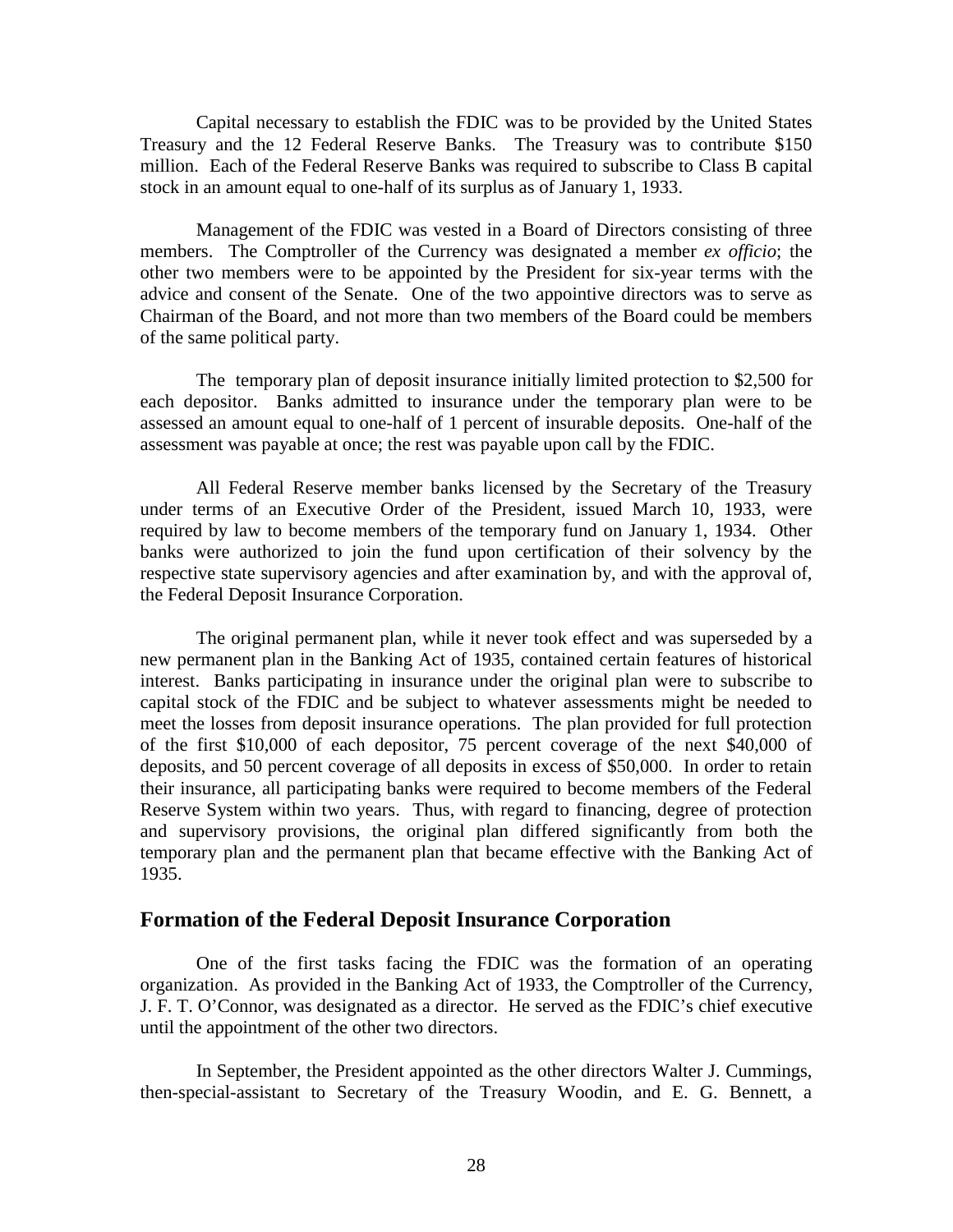Capital necessary to establish the FDIC was to be provided by the United States Treasury and the 12 Federal Reserve Banks. The Treasury was to contribute $150 million. Each of the Federal Reserve Banks was required to subscribe to Class B capital stock in an amount equal to one-half of its surplus as of January 1, 1933.

Management of the FDIC was vested in a Board of Directors consisting of three members. The Comptroller of the Currency was designated a member *ex officio*; the other two members were to be appointed by the President for six-year terms with the advice and consent of the Senate. One of the two appointive directors was to serve as Chairman of the Board, and not more than two members of the Board could be members of the same political party.

The temporary plan of deposit insurance initially limited protection to $2,500 for each depositor. Banks admitted to insurance under the temporary plan were to be assessed an amount equal to one-half of 1 percent of insurable deposits. One-half of the assessment was payable at once; the rest was payable upon call by the FDIC.

All Federal Reserve member banks licensed by the Secretary of the Treasury under terms of an Executive Order of the President, issued March 10, 1933, were required by law to become members of the temporary fund on January 1, 1934. Other banks were authorized to join the fund upon certification of their solvency by the respective state supervisory agencies and after examination by, and with the approval of, the Federal Deposit Insurance Corporation.

The original permanent plan, while it never took effect and was superseded by a new permanent plan in the Banking Act of 1935, contained certain features of historical interest. Banks participating in insurance under the original plan were to subscribe to capital stock of the FDIC and be subject to whatever assessments might be needed to meet the losses from deposit insurance operations. The plan provided for full protection of the first $10,000 of each depositor, 75 percent coverage of the next $40,000 of deposits, and 50 percent coverage of all deposits in excess of $50,000. In order to retain their insurance, all participating banks were required to become members of the Federal Reserve System within two years. Thus, with regard to financing, degree of protection and supervisory provisions, the original plan differed significantly from both the temporary plan and the permanent plan that became effective with the Banking Act of 1935.

## Formation of the Federal Deposit Insurance Corporation

One of the first tasks facing the FDIC was the formation of an operating organization. As provided in the Banking Act of 1933, the Comptroller of the Currency, J. F. T. O'Connor, was designated as a director. He served as the FDIC's chief executive until the appointment of the other two directors.

In September, the President appointed as the other directors Walter J. Cummings, then-special-assistant to Secretary of the Treasury Woodin, and E. G. Bennett, a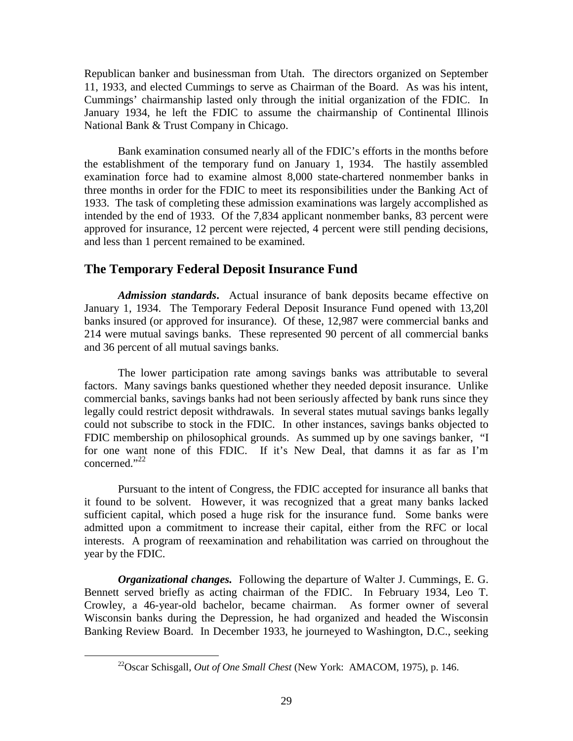Republican banker and businessman from Utah. The directors organized on September 11, 1933, and elected Cummings to serve as Chairman of the Board. As was his intent, Cummings' chairmanship lasted only through the initial organization of the FDIC. In January 1934, he left the FDIC to assume the chairmanship of Continental Illinois National Bank & Trust Company in Chicago.

Bank examination consumed nearly all of the FDIC's efforts in the months before the establishment of the temporary fund on January 1, 1934. The hastily assembled examination force had to examine almost 8,000 state-chartered nonmember banks in three months in order for the FDIC to meet its responsibilities under the Banking Act of 1933. The task of completing these admission examinations was largely accomplished as intended by the end of 1933. Of the 7,834 applicant nonmember banks, 83 percent were approved for insurance, 12 percent were rejected, 4 percent were still pending decisions, and less than 1 percent remained to be examined.

## The Temporary Federal Deposit Insurance Fund

***Admission standards***. Actual insurance of bank deposits became effective on January 1, 1934. The Temporary Federal Deposit Insurance Fund opened with 13,20l banks insured (or approved for insurance). Of these, 12,987 were commercial banks and 214 were mutual savings banks. These represented 90 percent of all commercial banks and 36 percent of all mutual savings banks.

The lower participation rate among savings banks was attributable to several factors. Many savings banks questioned whether they needed deposit insurance. Unlike commercial banks, savings banks had not been seriously affected by bank runs since they legally could restrict deposit withdrawals. In several states mutual savings banks legally could not subscribe to stock in the FDIC. In other instances, savings banks objected to FDIC membership on philosophical grounds. As summed up by one savings banker, "I for one want none of this FDIC. If it's New Deal, that damns it as far as I'm concerned."[22]

Pursuant to the intent of Congress, the FDIC accepted for insurance all banks that it found to be solvent. However, it was recognized that a great many banks lacked sufficient capital, which posed a huge risk for the insurance fund. Some banks were admitted upon a commitment to increase their capital, either from the RFC or local interests. A program of reexamination and rehabilitation was carried on throughout the year by the FDIC.

***Organizational changes.*** Following the departure of Walter J. Cummings, E. G. Bennett served briefly as acting chairman of the FDIC. In February 1934, Leo T. Crowley, a 46-year-old bachelor, became chairman. As former owner of several Wisconsin banks during the Depression, he had organized and headed the Wisconsin Banking Review Board. In December 1933, he journeyed to Washington, D.C., seeking

[22] Oscar Schisgall, *Out of One Small Chest* (New York: AMACOM, 1975), p. 146.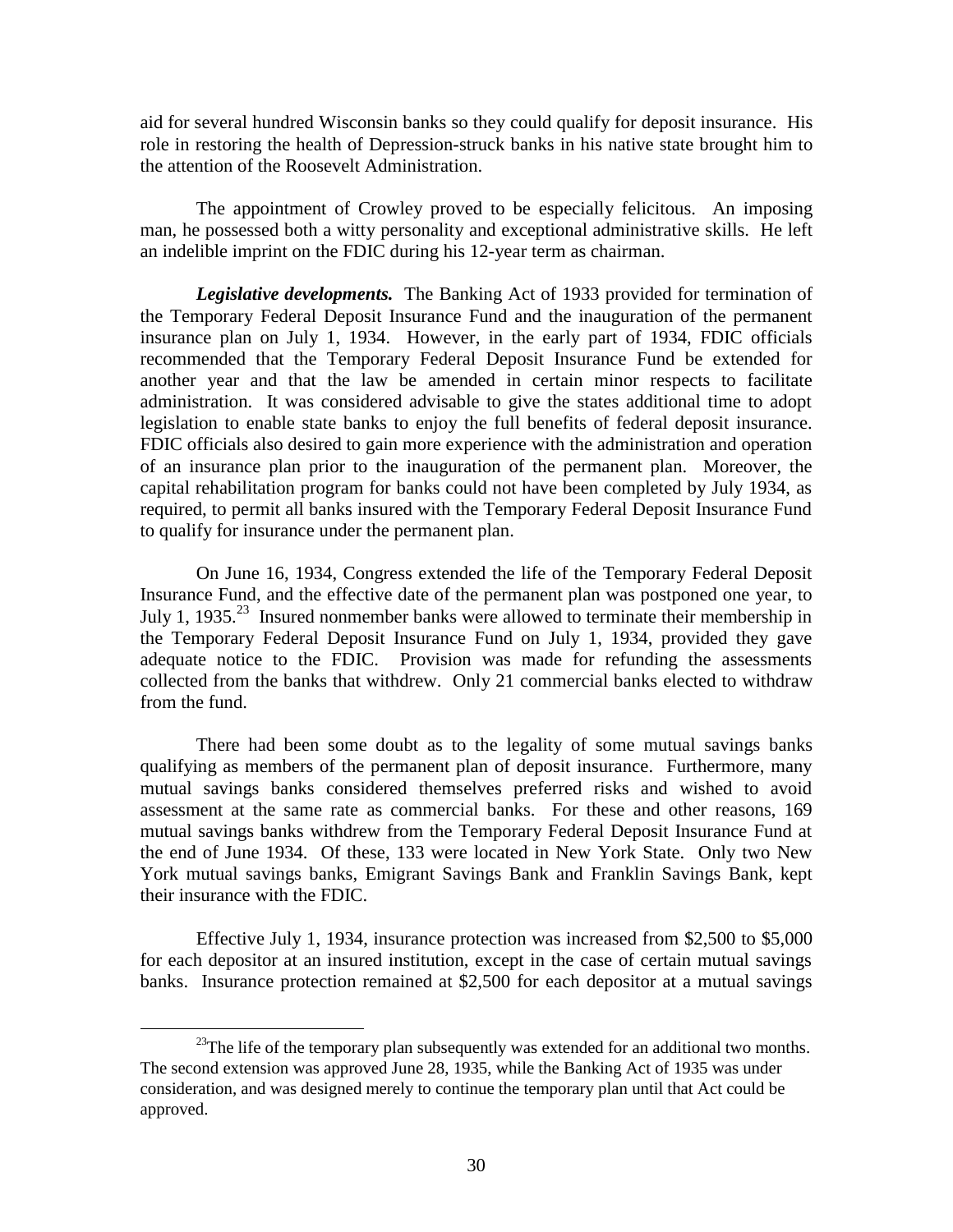aid for several hundred Wisconsin banks so they could qualify for deposit insurance. His role in restoring the health of Depression-struck banks in his native state brought him to the attention of the Roosevelt Administration.

The appointment of Crowley proved to be especially felicitous. An imposing man, he possessed both a witty personality and exceptional administrative skills. He left an indelible imprint on the FDIC during his 12-year term as chairman.

***Legislative developments.*** The Banking Act of 1933 provided for termination of the Temporary Federal Deposit Insurance Fund and the inauguration of the permanent insurance plan on July 1, 1934. However, in the early part of 1934, FDIC officials recommended that the Temporary Federal Deposit Insurance Fund be extended for another year and that the law be amended in certain minor respects to facilitate administration. It was considered advisable to give the states additional time to adopt legislation to enable state banks to enjoy the full benefits of federal deposit insurance. FDIC officials also desired to gain more experience with the administration and operation of an insurance plan prior to the inauguration of the permanent plan. Moreover, the capital rehabilitation program for banks could not have been completed by July 1934, as required, to permit all banks insured with the Temporary Federal Deposit Insurance Fund to qualify for insurance under the permanent plan.

On June 16, 1934, Congress extended the life of the Temporary Federal Deposit Insurance Fund, and the effective date of the permanent plan was postponed one year, to July 1, 1935.[23] Insured nonmember banks were allowed to terminate their membership in the Temporary Federal Deposit Insurance Fund on July 1, 1934, provided they gave adequate notice to the FDIC. Provision was made for refunding the assessments collected from the banks that withdrew. Only 21 commercial banks elected to withdraw from the fund.

There had been some doubt as to the legality of some mutual savings banks qualifying as members of the permanent plan of deposit insurance. Furthermore, many mutual savings banks considered themselves preferred risks and wished to avoid assessment at the same rate as commercial banks. For these and other reasons, 169 mutual savings banks withdrew from the Temporary Federal Deposit Insurance Fund at the end of June 1934. Of these, 133 were located in New York State. Only two New York mutual savings banks, Emigrant Savings Bank and Franklin Savings Bank, kept their insurance with the FDIC.

Effective July 1, 1934, insurance protection was increased from $2,500 to $5,000 for each depositor at an insured institution, except in the case of certain mutual savings banks. Insurance protection remained at $2,500 for each depositor at a mutual savings

[23] The life of the temporary plan subsequently was extended for an additional two months. The second extension was approved June 28, 1935, while the Banking Act of 1935 was under consideration, and was designed merely to continue the temporary plan until that Act could be approved.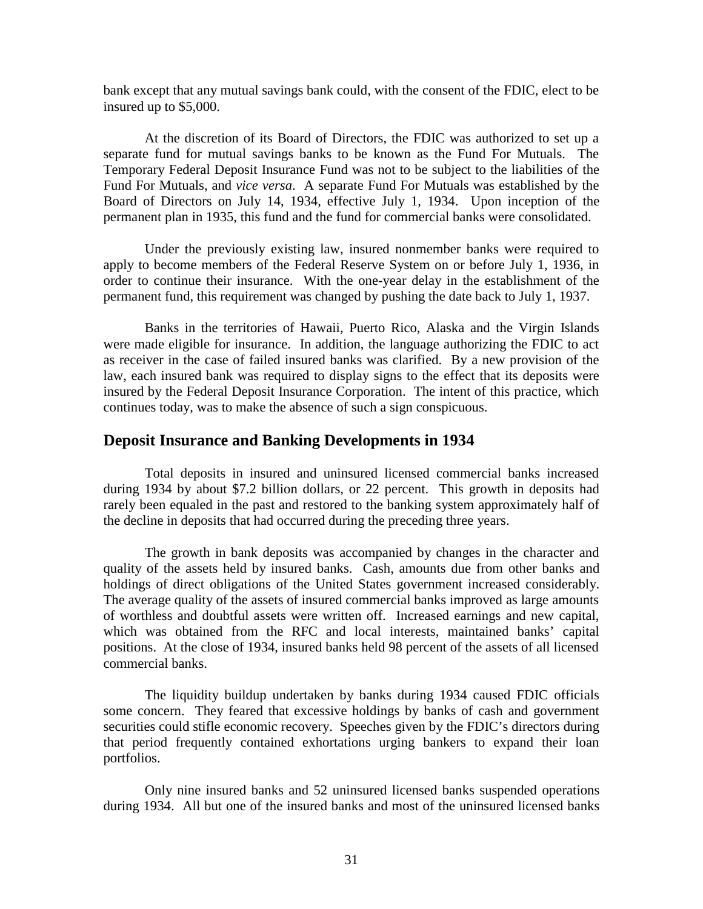bank except that any mutual savings bank could, with the consent of the FDIC, elect to be insured up to $5,000.

At the discretion of its Board of Directors, the FDIC was authorized to set up a separate fund for mutual savings banks to be known as the Fund For Mutuals. The Temporary Federal Deposit Insurance Fund was not to be subject to the liabilities of the Fund For Mutuals, and *vice versa*. A separate Fund For Mutuals was established by the Board of Directors on July 14, 1934, effective July 1, 1934. Upon inception of the permanent plan in 1935, this fund and the fund for commercial banks were consolidated.

Under the previously existing law, insured nonmember banks were required to apply to become members of the Federal Reserve System on or before July 1, 1936, in order to continue their insurance. With the one-year delay in the establishment of the permanent fund, this requirement was changed by pushing the date back to July 1, 1937.

Banks in the territories of Hawaii, Puerto Rico, Alaska and the Virgin Islands were made eligible for insurance. In addition, the language authorizing the FDIC to act as receiver in the case of failed insured banks was clarified. By a new provision of the law, each insured bank was required to display signs to the effect that its deposits were insured by the Federal Deposit Insurance Corporation. The intent of this practice, which continues today, was to make the absence of such a sign conspicuous.

## Deposit Insurance and Banking Developments in 1934

Total deposits in insured and uninsured licensed commercial banks increased during 1934 by about $7.2 billion dollars, or 22 percent. This growth in deposits had rarely been equaled in the past and restored to the banking system approximately half of the decline in deposits that had occurred during the preceding three years.

The growth in bank deposits was accompanied by changes in the character and quality of the assets held by insured banks. Cash, amounts due from other banks and holdings of direct obligations of the United States government increased considerably. The average quality of the assets of insured commercial banks improved as large amounts of worthless and doubtful assets were written off. Increased earnings and new capital, which was obtained from the RFC and local interests, maintained banks' capital positions. At the close of 1934, insured banks held 98 percent of the assets of all licensed commercial banks.

The liquidity buildup undertaken by banks during 1934 caused FDIC officials some concern. They feared that excessive holdings by banks of cash and government securities could stifle economic recovery. Speeches given by the FDIC's directors during that period frequently contained exhortations urging bankers to expand their loan portfolios.

Only nine insured banks and 52 uninsured licensed banks suspended operations during 1934. All but one of the insured banks and most of the uninsured licensed banks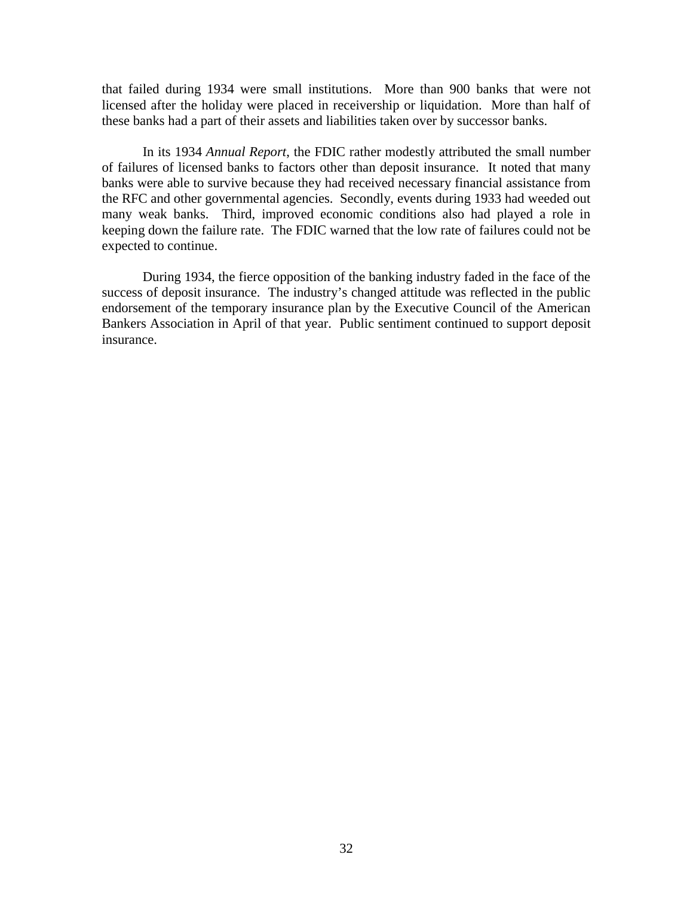that failed during 1934 were small institutions. More than 900 banks that were not licensed after the holiday were placed in receivership or liquidation. More than half of these banks had a part of their assets and liabilities taken over by successor banks.

In its 1934 *Annual Report*, the FDIC rather modestly attributed the small number of failures of licensed banks to factors other than deposit insurance. It noted that many banks were able to survive because they had received necessary financial assistance from the RFC and other governmental agencies. Secondly, events during 1933 had weeded out many weak banks. Third, improved economic conditions also had played a role in keeping down the failure rate. The FDIC warned that the low rate of failures could not be expected to continue.

During 1934, the fierce opposition of the banking industry faded in the face of the success of deposit insurance. The industry's changed attitude was reflected in the public endorsement of the temporary insurance plan by the Executive Council of the American Bankers Association in April of that year. Public sentiment continued to support deposit insurance.